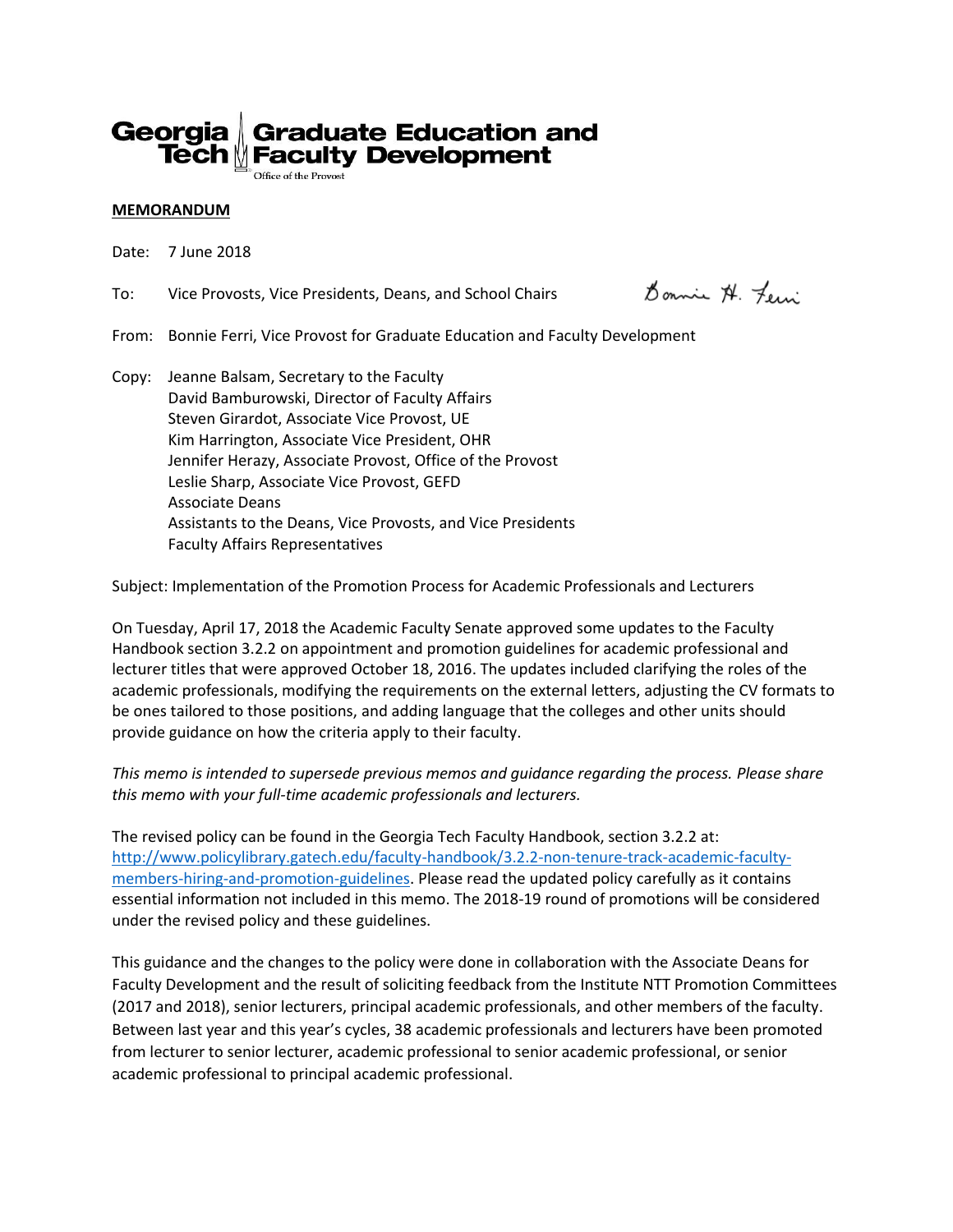Georgia Tech | Graduate Education and Faculty Development
Office of the Provost

**MEMORANDUM**

Date: 7 June 2018

To: Vice Provosts, Vice Presidents, Deans, and School Chairs

From: Bonnie Ferri, Vice Provost for Graduate Education and Faculty Development

Copy: Jeanne Balsam, Secretary to the Faculty
David Bamburowski, Director of Faculty Affairs
Steven Girardot, Associate Vice Provost, UE
Kim Harrington, Associate Vice President, OHR
Jennifer Herazy, Associate Provost, Office of the Provost
Leslie Sharp, Associate Vice Provost, GEFD
Associate Deans
Assistants to the Deans, Vice Provosts, and Vice Presidents
Faculty Affairs Representatives

Subject: Implementation of the Promotion Process for Academic Professionals and Lecturers

On Tuesday, April 17, 2018 the Academic Faculty Senate approved some updates to the Faculty Handbook section 3.2.2 on appointment and promotion guidelines for academic professional and lecturer titles that were approved October 18, 2016. The updates included clarifying the roles of the academic professionals, modifying the requirements on the external letters, adjusting the CV formats to be ones tailored to those positions, and adding language that the colleges and other units should provide guidance on how the criteria apply to their faculty.

*This memo is intended to supersede previous memos and guidance regarding the process. Please share this memo with your full-time academic professionals and lecturers.*

The revised policy can be found in the Georgia Tech Faculty Handbook, section 3.2.2 at: http://www.policylibrary.gatech.edu/faculty-handbook/3.2.2-non-tenure-track-academic-faculty-members-hiring-and-promotion-guidelines. Please read the updated policy carefully as it contains essential information not included in this memo. The 2018-19 round of promotions will be considered under the revised policy and these guidelines.

This guidance and the changes to the policy were done in collaboration with the Associate Deans for Faculty Development and the result of soliciting feedback from the Institute NTT Promotion Committees (2017 and 2018), senior lecturers, principal academic professionals, and other members of the faculty. Between last year and this year's cycles, 38 academic professionals and lecturers have been promoted from lecturer to senior lecturer, academic professional to senior academic professional, or senior academic professional to principal academic professional.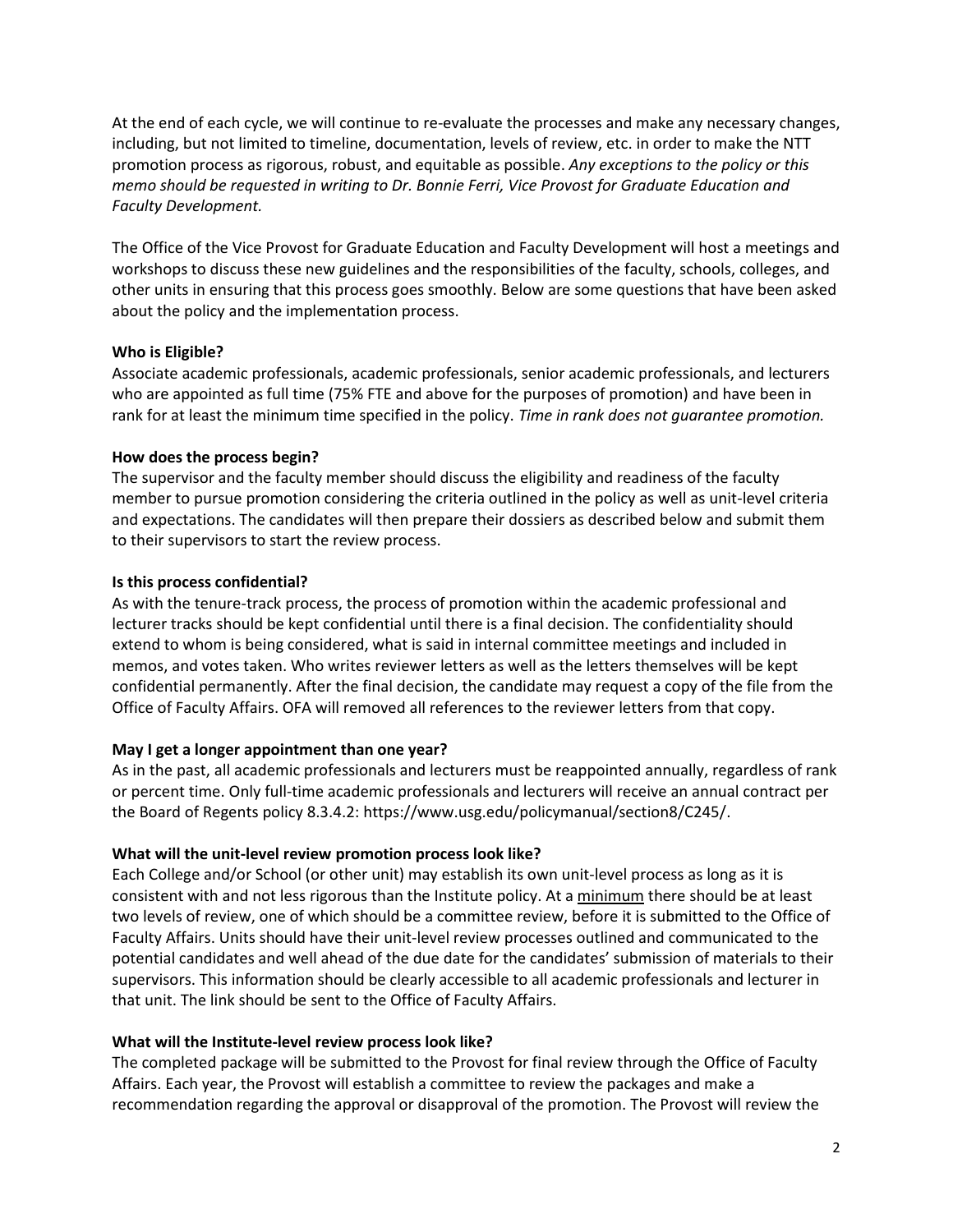At the end of each cycle, we will continue to re-evaluate the processes and make any necessary changes, including, but not limited to timeline, documentation, levels of review, etc. in order to make the NTT promotion process as rigorous, robust, and equitable as possible. *Any exceptions to the policy or this memo should be requested in writing to Dr. Bonnie Ferri, Vice Provost for Graduate Education and Faculty Development.*

The Office of the Vice Provost for Graduate Education and Faculty Development will host a meetings and workshops to discuss these new guidelines and the responsibilities of the faculty, schools, colleges, and other units in ensuring that this process goes smoothly. Below are some questions that have been asked about the policy and the implementation process.

**Who is Eligible?**

Associate academic professionals, academic professionals, senior academic professionals, and lecturers who are appointed as full time (75% FTE and above for the purposes of promotion) and have been in rank for at least the minimum time specified in the policy. *Time in rank does not guarantee promotion.*

**How does the process begin?**

The supervisor and the faculty member should discuss the eligibility and readiness of the faculty member to pursue promotion considering the criteria outlined in the policy as well as unit-level criteria and expectations. The candidates will then prepare their dossiers as described below and submit them to their supervisors to start the review process.

**Is this process confidential?**

As with the tenure-track process, the process of promotion within the academic professional and lecturer tracks should be kept confidential until there is a final decision. The confidentiality should extend to whom is being considered, what is said in internal committee meetings and included in memos, and votes taken. Who writes reviewer letters as well as the letters themselves will be kept confidential permanently. After the final decision, the candidate may request a copy of the file from the Office of Faculty Affairs. OFA will removed all references to the reviewer letters from that copy.

**May I get a longer appointment than one year?**

As in the past, all academic professionals and lecturers must be reappointed annually, regardless of rank or percent time. Only full-time academic professionals and lecturers will receive an annual contract per the Board of Regents policy 8.3.4.2: https://www.usg.edu/policymanual/section8/C245/.

**What will the unit-level review promotion process look like?**

Each College and/or School (or other unit) may establish its own unit-level process as long as it is consistent with and not less rigorous than the Institute policy. At a <u>minimum</u> there should be at least two levels of review, one of which should be a committee review, before it is submitted to the Office of Faculty Affairs. Units should have their unit-level review processes outlined and communicated to the potential candidates and well ahead of the due date for the candidates' submission of materials to their supervisors. This information should be clearly accessible to all academic professionals and lecturer in that unit. The link should be sent to the Office of Faculty Affairs.

**What will the Institute-level review process look like?**

The completed package will be submitted to the Provost for final review through the Office of Faculty Affairs. Each year, the Provost will establish a committee to review the packages and make a recommendation regarding the approval or disapproval of the promotion. The Provost will review the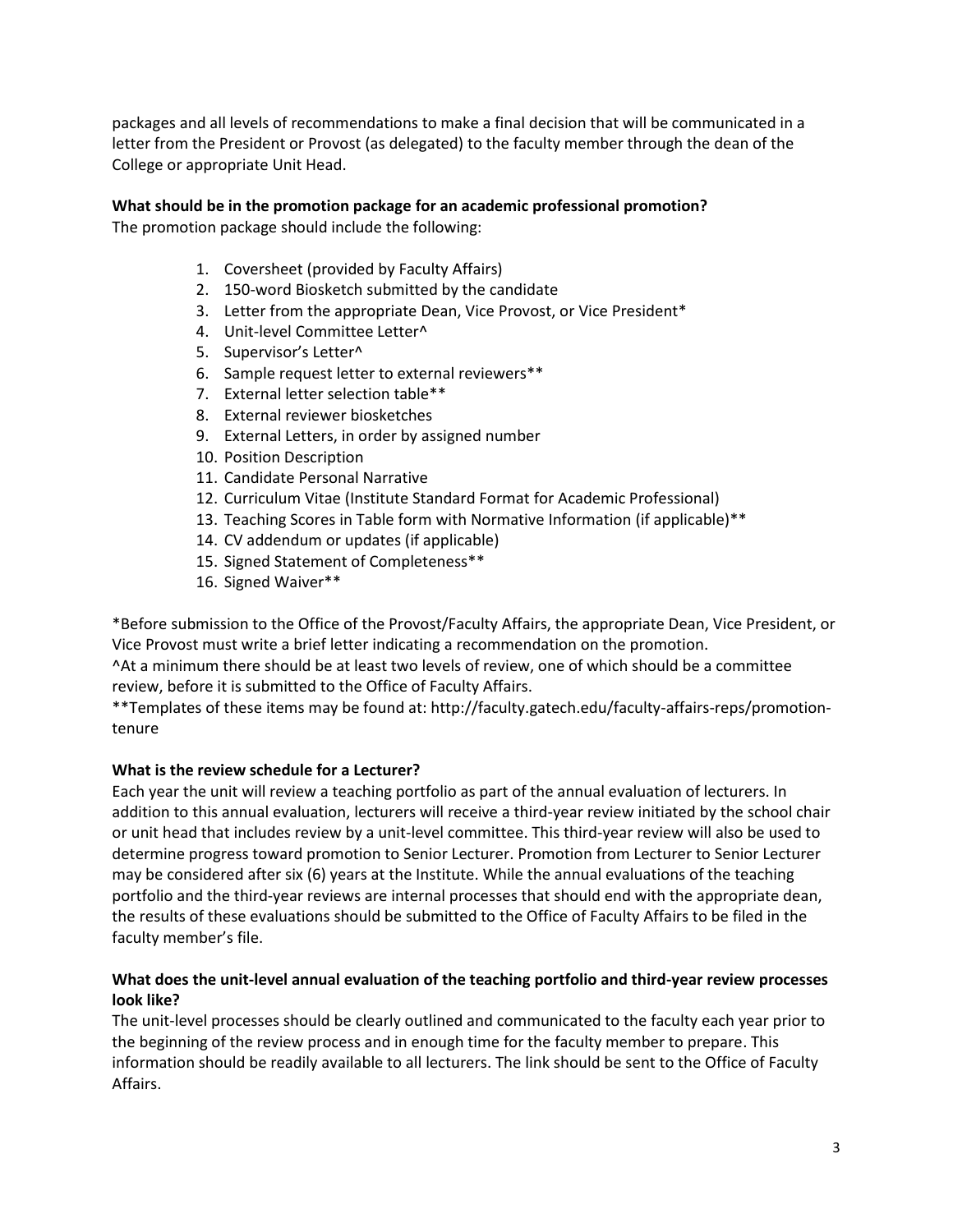packages and all levels of recommendations to make a final decision that will be communicated in a letter from the President or Provost (as delegated) to the faculty member through the dean of the College or appropriate Unit Head.

**What should be in the promotion package for an academic professional promotion?**

The promotion package should include the following:

1. Coversheet (provided by Faculty Affairs)
2. 150-word Biosketch submitted by the candidate
3. Letter from the appropriate Dean, Vice Provost, or Vice President*
4. Unit-level Committee Letter^
5. Supervisor's Letter^
6. Sample request letter to external reviewers**
7. External letter selection table**
8. External reviewer biosketches
9. External Letters, in order by assigned number
10. Position Description
11. Candidate Personal Narrative
12. Curriculum Vitae (Institute Standard Format for Academic Professional)
13. Teaching Scores in Table form with Normative Information (if applicable)**
14. CV addendum or updates (if applicable)
15. Signed Statement of Completeness**
16. Signed Waiver**

*Before submission to the Office of the Provost/Faculty Affairs, the appropriate Dean, Vice President, or Vice Provost must write a brief letter indicating a recommendation on the promotion.

^At a minimum there should be at least two levels of review, one of which should be a committee review, before it is submitted to the Office of Faculty Affairs.

**Templates of these items may be found at: http://faculty.gatech.edu/faculty-affairs-reps/promotion-tenure

**What is the review schedule for a Lecturer?**

Each year the unit will review a teaching portfolio as part of the annual evaluation of lecturers. In addition to this annual evaluation, lecturers will receive a third-year review initiated by the school chair or unit head that includes review by a unit-level committee. This third-year review will also be used to determine progress toward promotion to Senior Lecturer. Promotion from Lecturer to Senior Lecturer may be considered after six (6) years at the Institute. While the annual evaluations of the teaching portfolio and the third-year reviews are internal processes that should end with the appropriate dean, the results of these evaluations should be submitted to the Office of Faculty Affairs to be filed in the faculty member's file.

**What does the unit-level annual evaluation of the teaching portfolio and third-year review processes look like?**

The unit-level processes should be clearly outlined and communicated to the faculty each year prior to the beginning of the review process and in enough time for the faculty member to prepare. This information should be readily available to all lecturers. The link should be sent to the Office of Faculty Affairs.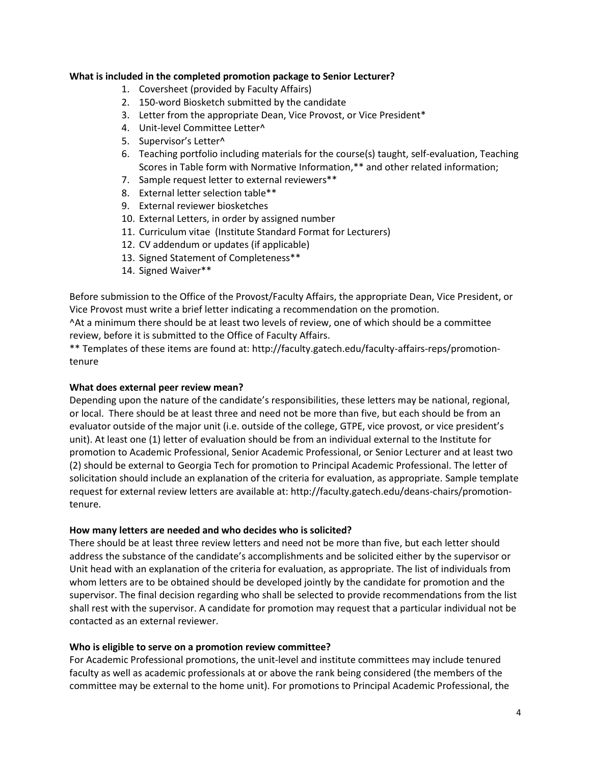**What is included in the completed promotion package to Senior Lecturer?**

1. Coversheet (provided by Faculty Affairs)
2. 150-word Biosketch submitted by the candidate
3. Letter from the appropriate Dean, Vice Provost, or Vice President*
4. Unit-level Committee Letter^
5. Supervisor's Letter^
6. Teaching portfolio including materials for the course(s) taught, self-evaluation, Teaching Scores in Table form with Normative Information,** and other related information;
7. Sample request letter to external reviewers**
8. External letter selection table**
9. External reviewer biosketches
10. External Letters, in order by assigned number
11. Curriculum vitae (Institute Standard Format for Lecturers)
12. CV addendum or updates (if applicable)
13. Signed Statement of Completeness**
14. Signed Waiver**

Before submission to the Office of the Provost/Faculty Affairs, the appropriate Dean, Vice President, or Vice Provost must write a brief letter indicating a recommendation on the promotion.
^At a minimum there should be at least two levels of review, one of which should be a committee review, before it is submitted to the Office of Faculty Affairs.
** Templates of these items are found at: http://faculty.gatech.edu/faculty-affairs-reps/promotion-tenure

**What does external peer review mean?**

Depending upon the nature of the candidate's responsibilities, these letters may be national, regional, or local. There should be at least three and need not be more than five, but each should be from an evaluator outside of the major unit (i.e. outside of the college, GTPE, vice provost, or vice president's unit). At least one (1) letter of evaluation should be from an individual external to the Institute for promotion to Academic Professional, Senior Academic Professional, or Senior Lecturer and at least two (2) should be external to Georgia Tech for promotion to Principal Academic Professional. The letter of solicitation should include an explanation of the criteria for evaluation, as appropriate. Sample template request for external review letters are available at: http://faculty.gatech.edu/deans-chairs/promotion-tenure.

**How many letters are needed and who decides who is solicited?**

There should be at least three review letters and need not be more than five, but each letter should address the substance of the candidate's accomplishments and be solicited either by the supervisor or Unit head with an explanation of the criteria for evaluation, as appropriate. The list of individuals from whom letters are to be obtained should be developed jointly by the candidate for promotion and the supervisor. The final decision regarding who shall be selected to provide recommendations from the list shall rest with the supervisor. A candidate for promotion may request that a particular individual not be contacted as an external reviewer.

**Who is eligible to serve on a promotion review committee?**

For Academic Professional promotions, the unit-level and institute committees may include tenured faculty as well as academic professionals at or above the rank being considered (the members of the committee may be external to the home unit). For promotions to Principal Academic Professional, the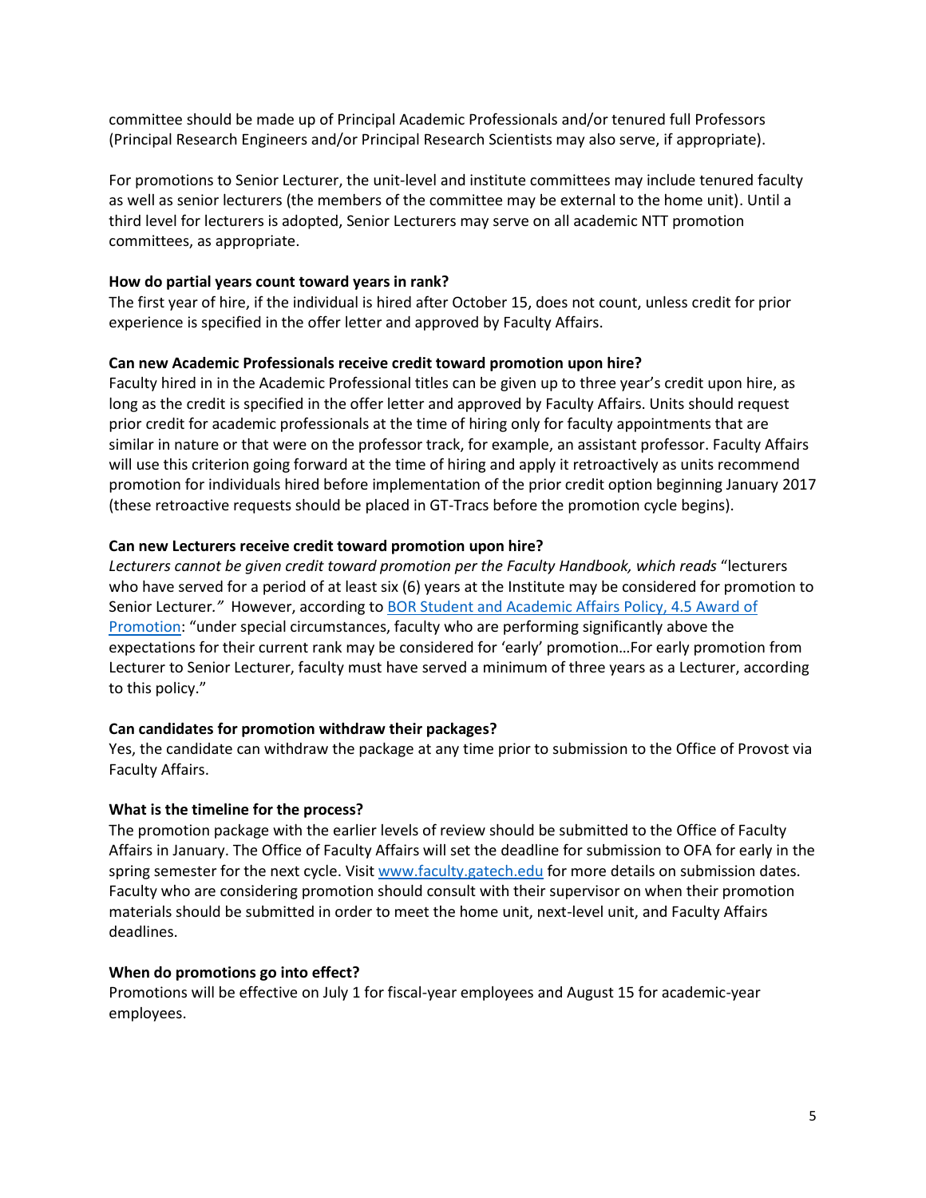committee should be made up of Principal Academic Professionals and/or tenured full Professors (Principal Research Engineers and/or Principal Research Scientists may also serve, if appropriate).

For promotions to Senior Lecturer, the unit-level and institute committees may include tenured faculty as well as senior lecturers (the members of the committee may be external to the home unit). Until a third level for lecturers is adopted, Senior Lecturers may serve on all academic NTT promotion committees, as appropriate.

**How do partial years count toward years in rank?**

The first year of hire, if the individual is hired after October 15, does not count, unless credit for prior experience is specified in the offer letter and approved by Faculty Affairs.

**Can new Academic Professionals receive credit toward promotion upon hire?**

Faculty hired in in the Academic Professional titles can be given up to three year's credit upon hire, as long as the credit is specified in the offer letter and approved by Faculty Affairs. Units should request prior credit for academic professionals at the time of hiring only for faculty appointments that are similar in nature or that were on the professor track, for example, an assistant professor. Faculty Affairs will use this criterion going forward at the time of hiring and apply it retroactively as units recommend promotion for individuals hired before implementation of the prior credit option beginning January 2017 (these retroactive requests should be placed in GT-Tracs before the promotion cycle begins).

**Can new Lecturers receive credit toward promotion upon hire?**

*Lecturers cannot be given credit toward promotion per the Faculty Handbook, which reads* "lecturers who have served for a period of at least six (6) years at the Institute may be considered for promotion to Senior Lecturer*."* However, according to [BOR Student and Academic Affairs Policy, 4.5 Award of Promotion](): "under special circumstances, faculty who are performing significantly above the expectations for their current rank may be considered for 'early' promotion…For early promotion from Lecturer to Senior Lecturer, faculty must have served a minimum of three years as a Lecturer, according to this policy."

**Can candidates for promotion withdraw their packages?**

Yes, the candidate can withdraw the package at any time prior to submission to the Office of Provost via Faculty Affairs.

**What is the timeline for the process?**

The promotion package with the earlier levels of review should be submitted to the Office of Faculty Affairs in January. The Office of Faculty Affairs will set the deadline for submission to OFA for early in the spring semester for the next cycle. Visit [www.faculty.gatech.edu](www.faculty.gatech.edu) for more details on submission dates. Faculty who are considering promotion should consult with their supervisor on when their promotion materials should be submitted in order to meet the home unit, next-level unit, and Faculty Affairs deadlines.

**When do promotions go into effect?**

Promotions will be effective on July 1 for fiscal-year employees and August 15 for academic-year employees.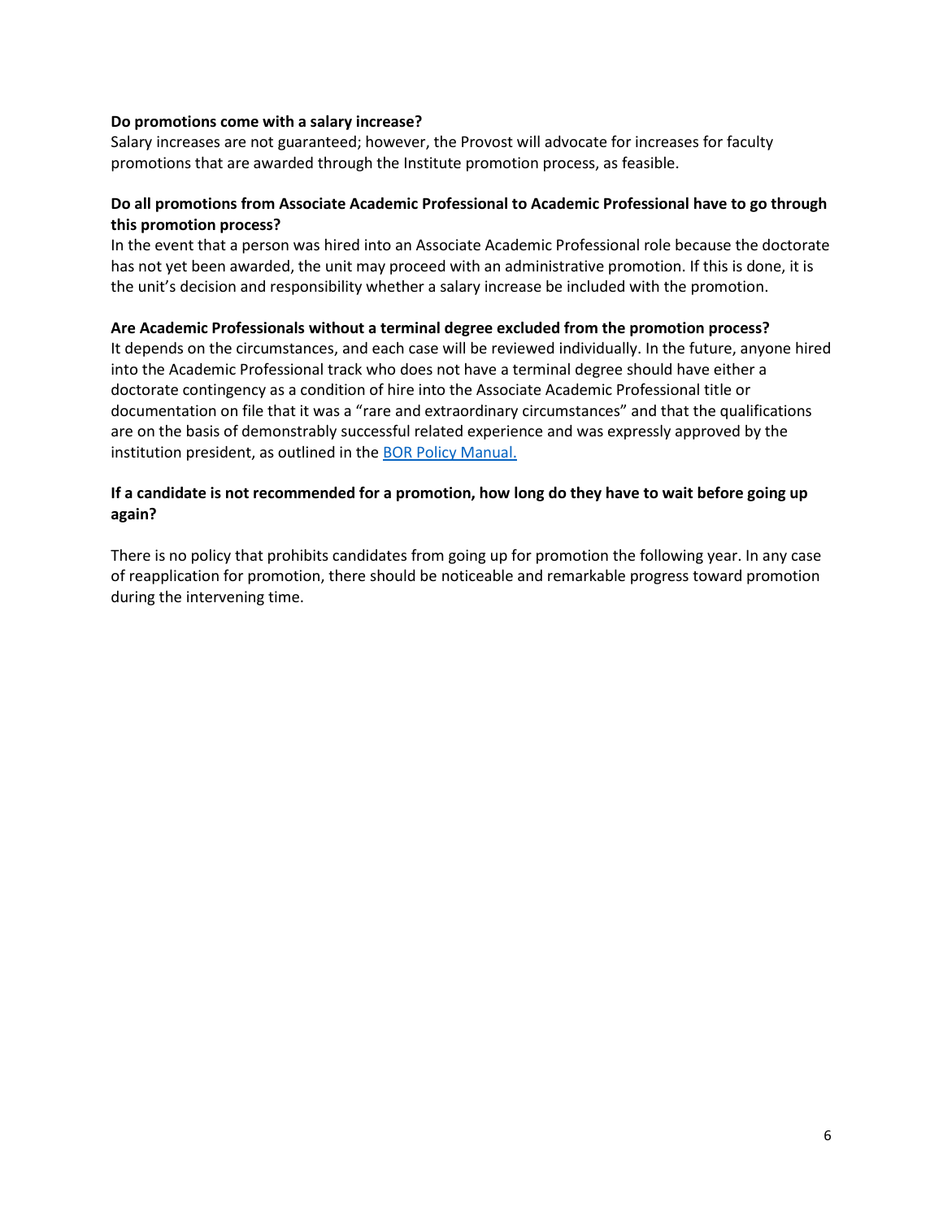**Do promotions come with a salary increase?**

Salary increases are not guaranteed; however, the Provost will advocate for increases for faculty promotions that are awarded through the Institute promotion process, as feasible.

**Do all promotions from Associate Academic Professional to Academic Professional have to go through this promotion process?**

In the event that a person was hired into an Associate Academic Professional role because the doctorate has not yet been awarded, the unit may proceed with an administrative promotion. If this is done, it is the unit's decision and responsibility whether a salary increase be included with the promotion.

**Are Academic Professionals without a terminal degree excluded from the promotion process?**

It depends on the circumstances, and each case will be reviewed individually. In the future, anyone hired into the Academic Professional track who does not have a terminal degree should have either a doctorate contingency as a condition of hire into the Associate Academic Professional title or documentation on file that it was a "rare and extraordinary circumstances" and that the qualifications are on the basis of demonstrably successful related experience and was expressly approved by the institution president, as outlined in the BOR Policy Manual.

**If a candidate is not recommended for a promotion, how long do they have to wait before going up again?**

There is no policy that prohibits candidates from going up for promotion the following year. In any case of reapplication for promotion, there should be noticeable and remarkable progress toward promotion during the intervening time.